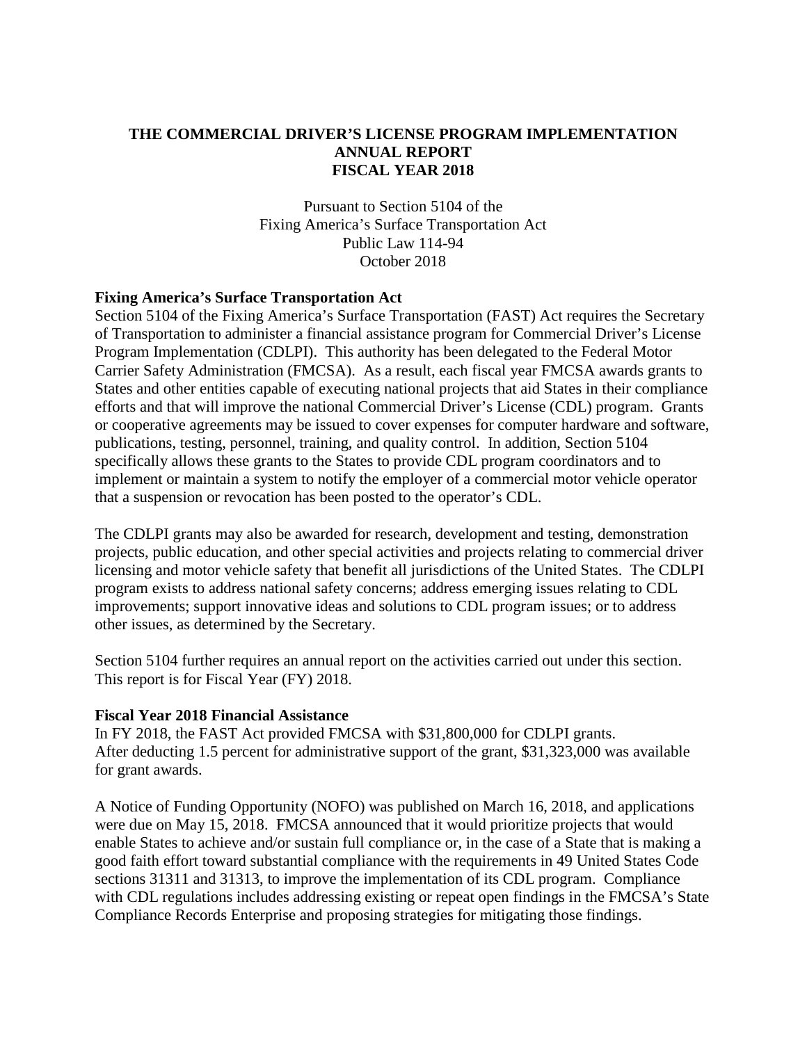# THE COMMERCIAL DRIVER'S LICENSE PROGRAM IMPLEMENTATION ANNUAL REPORT FISCAL YEAR 2018

Pursuant to Section 5104 of the
Fixing America's Surface Transportation Act
Public Law 114-94
October 2018

## Fixing America's Surface Transportation Act

Section 5104 of the Fixing America's Surface Transportation (FAST) Act requires the Secretary of Transportation to administer a financial assistance program for Commercial Driver's License Program Implementation (CDLPI). This authority has been delegated to the Federal Motor Carrier Safety Administration (FMCSA). As a result, each fiscal year FMCSA awards grants to States and other entities capable of executing national projects that aid States in their compliance efforts and that will improve the national Commercial Driver's License (CDL) program. Grants or cooperative agreements may be issued to cover expenses for computer hardware and software, publications, testing, personnel, training, and quality control. In addition, Section 5104 specifically allows these grants to the States to provide CDL program coordinators and to implement or maintain a system to notify the employer of a commercial motor vehicle operator that a suspension or revocation has been posted to the operator's CDL.

The CDLPI grants may also be awarded for research, development and testing, demonstration projects, public education, and other special activities and projects relating to commercial driver licensing and motor vehicle safety that benefit all jurisdictions of the United States. The CDLPI program exists to address national safety concerns; address emerging issues relating to CDL improvements; support innovative ideas and solutions to CDL program issues; or to address other issues, as determined by the Secretary.

Section 5104 further requires an annual report on the activities carried out under this section. This report is for Fiscal Year (FY) 2018.

## Fiscal Year 2018 Financial Assistance

In FY 2018, the FAST Act provided FMCSA with $31,800,000 for CDLPI grants. After deducting 1.5 percent for administrative support of the grant, $31,323,000 was available for grant awards.

A Notice of Funding Opportunity (NOFO) was published on March 16, 2018, and applications were due on May 15, 2018. FMCSA announced that it would prioritize projects that would enable States to achieve and/or sustain full compliance or, in the case of a State that is making a good faith effort toward substantial compliance with the requirements in 49 United States Code sections 31311 and 31313, to improve the implementation of its CDL program. Compliance with CDL regulations includes addressing existing or repeat open findings in the FMCSA's State Compliance Records Enterprise and proposing strategies for mitigating those findings.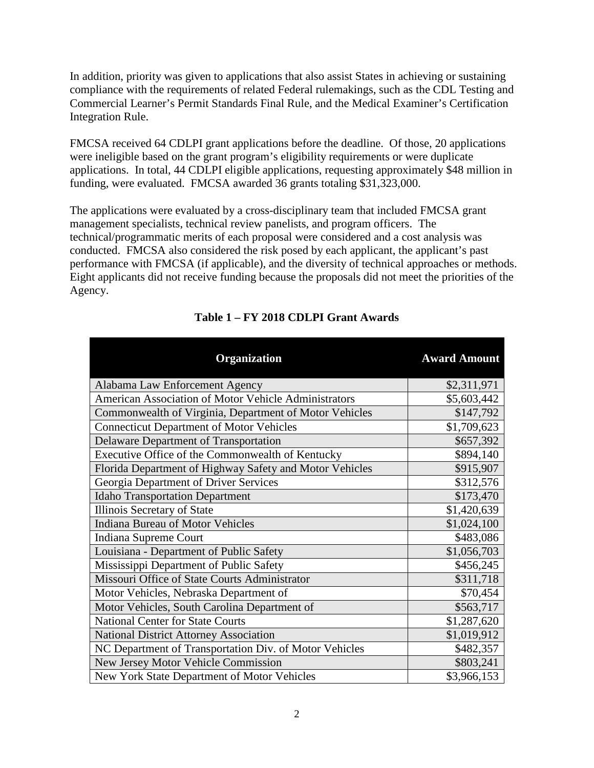In addition, priority was given to applications that also assist States in achieving or sustaining compliance with the requirements of related Federal rulemakings, such as the CDL Testing and Commercial Learner's Permit Standards Final Rule, and the Medical Examiner's Certification Integration Rule.

FMCSA received 64 CDLPI grant applications before the deadline. Of those, 20 applications were ineligible based on the grant program's eligibility requirements or were duplicate applications. In total, 44 CDLPI eligible applications, requesting approximately $48 million in funding, were evaluated. FMCSA awarded 36 grants totaling $31,323,000.

The applications were evaluated by a cross-disciplinary team that included FMCSA grant management specialists, technical review panelists, and program officers. The technical/programmatic merits of each proposal were considered and a cost analysis was conducted. FMCSA also considered the risk posed by each applicant, the applicant's past performance with FMCSA (if applicable), and the diversity of technical approaches or methods. Eight applicants did not receive funding because the proposals did not meet the priorities of the Agency.

**Table 1 – FY 2018 CDLPI Grant Awards**

| Organization | Award Amount |
|---|---:|
| Alabama Law Enforcement Agency | $2,311,971 |
| American Association of Motor Vehicle Administrators | $5,603,442 |
| Commonwealth of Virginia, Department of Motor Vehicles | $147,792 |
| Connecticut Department of Motor Vehicles | $1,709,623 |
| Delaware Department of Transportation | $657,392 |
| Executive Office of the Commonwealth of Kentucky | $894,140 |
| Florida Department of Highway Safety and Motor Vehicles | $915,907 |
| Georgia Department of Driver Services | $312,576 |
| Idaho Transportation Department | $173,470 |
| Illinois Secretary of State | $1,420,639 |
| Indiana Bureau of Motor Vehicles | $1,024,100 |
| Indiana Supreme Court | $483,086 |
| Louisiana - Department of Public Safety | $1,056,703 |
| Mississippi Department of Public Safety | $456,245 |
| Missouri Office of State Courts Administrator | $311,718 |
| Motor Vehicles, Nebraska Department of | $70,454 |
| Motor Vehicles, South Carolina Department of | $563,717 |
| National Center for State Courts | $1,287,620 |
| National District Attorney Association | $1,019,912 |
| NC Department of Transportation Div. of Motor Vehicles | $482,357 |
| New Jersey Motor Vehicle Commission | $803,241 |
| New York State Department of Motor Vehicles | $3,966,153 |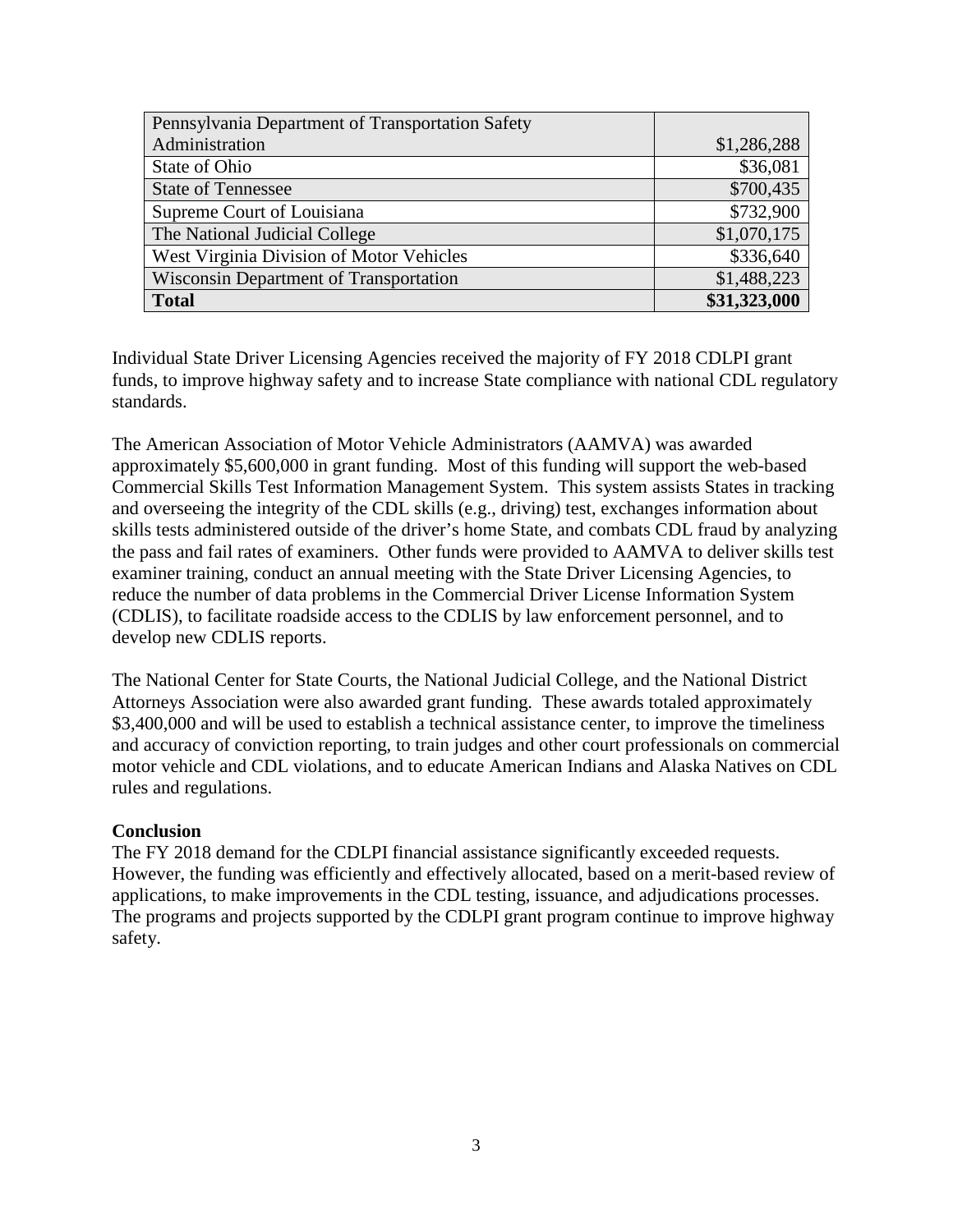| | |
|---|---|
| Pennsylvania Department of Transportation Safety Administration | \$1,286,288 |
| State of Ohio | \$36,081 |
| State of Tennessee | \$700,435 |
| Supreme Court of Louisiana | \$732,900 |
| The National Judicial College | \$1,070,175 |
| West Virginia Division of Motor Vehicles | \$336,640 |
| Wisconsin Department of Transportation | \$1,488,223 |
| **Total** | **\$31,323,000** |

Individual State Driver Licensing Agencies received the majority of FY 2018 CDLPI grant funds, to improve highway safety and to increase State compliance with national CDL regulatory standards.

The American Association of Motor Vehicle Administrators (AAMVA) was awarded approximately \$5,600,000 in grant funding. Most of this funding will support the web-based Commercial Skills Test Information Management System. This system assists States in tracking and overseeing the integrity of the CDL skills (e.g., driving) test, exchanges information about skills tests administered outside of the driver's home State, and combats CDL fraud by analyzing the pass and fail rates of examiners. Other funds were provided to AAMVA to deliver skills test examiner training, conduct an annual meeting with the State Driver Licensing Agencies, to reduce the number of data problems in the Commercial Driver License Information System (CDLIS), to facilitate roadside access to the CDLIS by law enforcement personnel, and to develop new CDLIS reports.

The National Center for State Courts, the National Judicial College, and the National District Attorneys Association were also awarded grant funding. These awards totaled approximately \$3,400,000 and will be used to establish a technical assistance center, to improve the timeliness and accuracy of conviction reporting, to train judges and other court professionals on commercial motor vehicle and CDL violations, and to educate American Indians and Alaska Natives on CDL rules and regulations.

**Conclusion**

The FY 2018 demand for the CDLPI financial assistance significantly exceeded requests. However, the funding was efficiently and effectively allocated, based on a merit-based review of applications, to make improvements in the CDL testing, issuance, and adjudications processes. The programs and projects supported by the CDLPI grant program continue to improve highway safety.